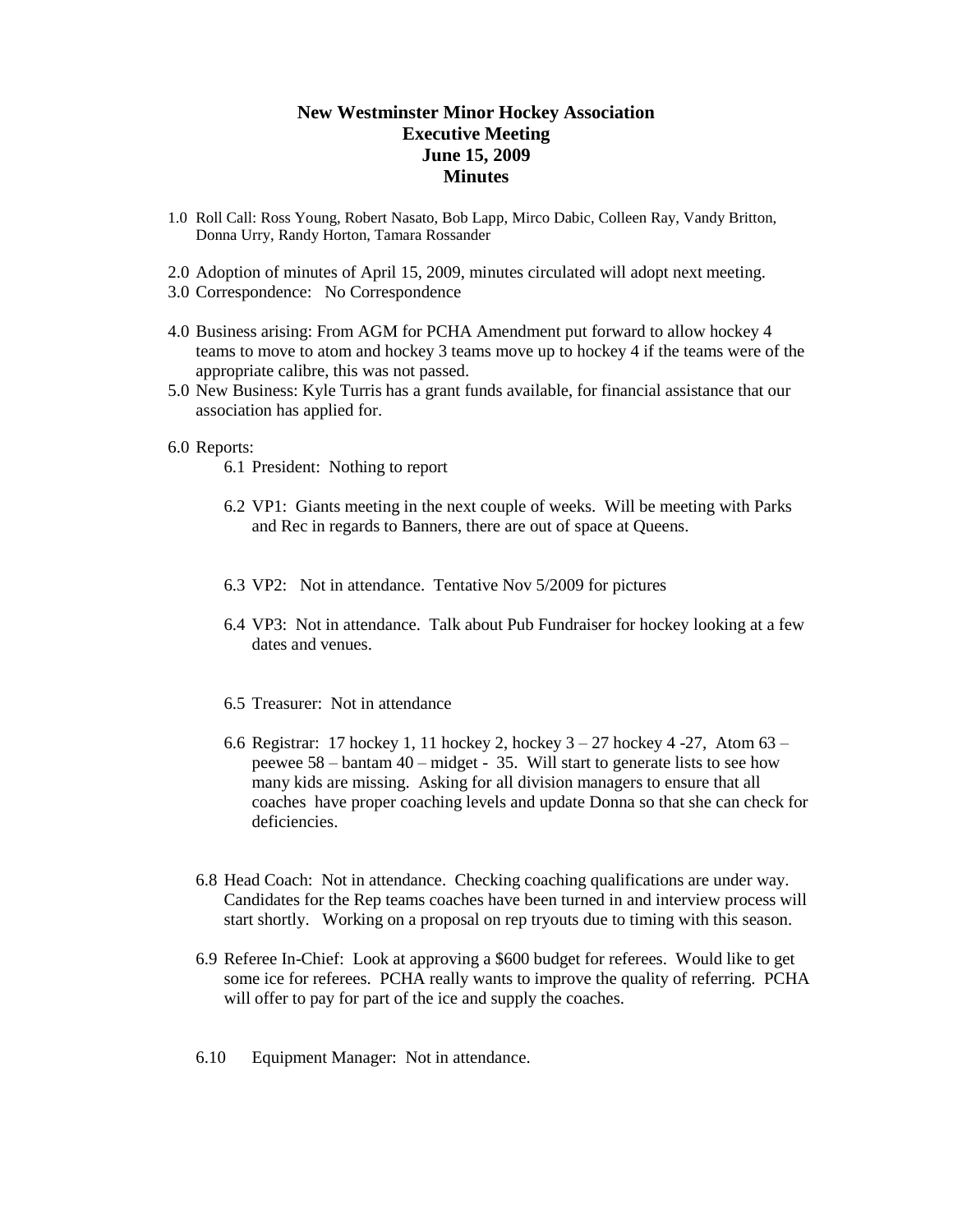# New Westminster Minor Hockey Association
## Executive Meeting
## June 15, 2009
## Minutes

1.0 Roll Call: Ross Young, Robert Nasato, Bob Lapp, Mirco Dabic, Colleen Ray, Vandy Britton, Donna Urry, Randy Horton, Tamara Rossander

2.0 Adoption of minutes of April 15, 2009, minutes circulated will adopt next meeting.

3.0 Correspondence: No Correspondence

4.0 Business arising: From AGM for PCHA Amendment put forward to allow hockey 4 teams to move to atom and hockey 3 teams move up to hockey 4 if the teams were of the appropriate calibre, this was not passed.

5.0 New Business: Kyle Turris has a grant funds available, for financial assistance that our association has applied for.

6.0 Reports:

6.1 President: Nothing to report

6.2 VP1: Giants meeting in the next couple of weeks. Will be meeting with Parks and Rec in regards to Banners, there are out of space at Queens.

6.3 VP2: Not in attendance. Tentative Nov 5/2009 for pictures

6.4 VP3: Not in attendance. Talk about Pub Fundraiser for hockey looking at a few dates and venues.

6.5 Treasurer: Not in attendance

6.6 Registrar: 17 hockey 1, 11 hockey 2, hockey 3 – 27 hockey 4 -27, Atom 63 – peewee 58 – bantam 40 – midget - 35. Will start to generate lists to see how many kids are missing. Asking for all division managers to ensure that all coaches have proper coaching levels and update Donna so that she can check for deficiencies.

6.8 Head Coach: Not in attendance. Checking coaching qualifications are under way. Candidates for the Rep teams coaches have been turned in and interview process will start shortly. Working on a proposal on rep tryouts due to timing with this season.

6.9 Referee In-Chief: Look at approving a $600 budget for referees. Would like to get some ice for referees. PCHA really wants to improve the quality of referring. PCHA will offer to pay for part of the ice and supply the coaches.

6.10 Equipment Manager: Not in attendance.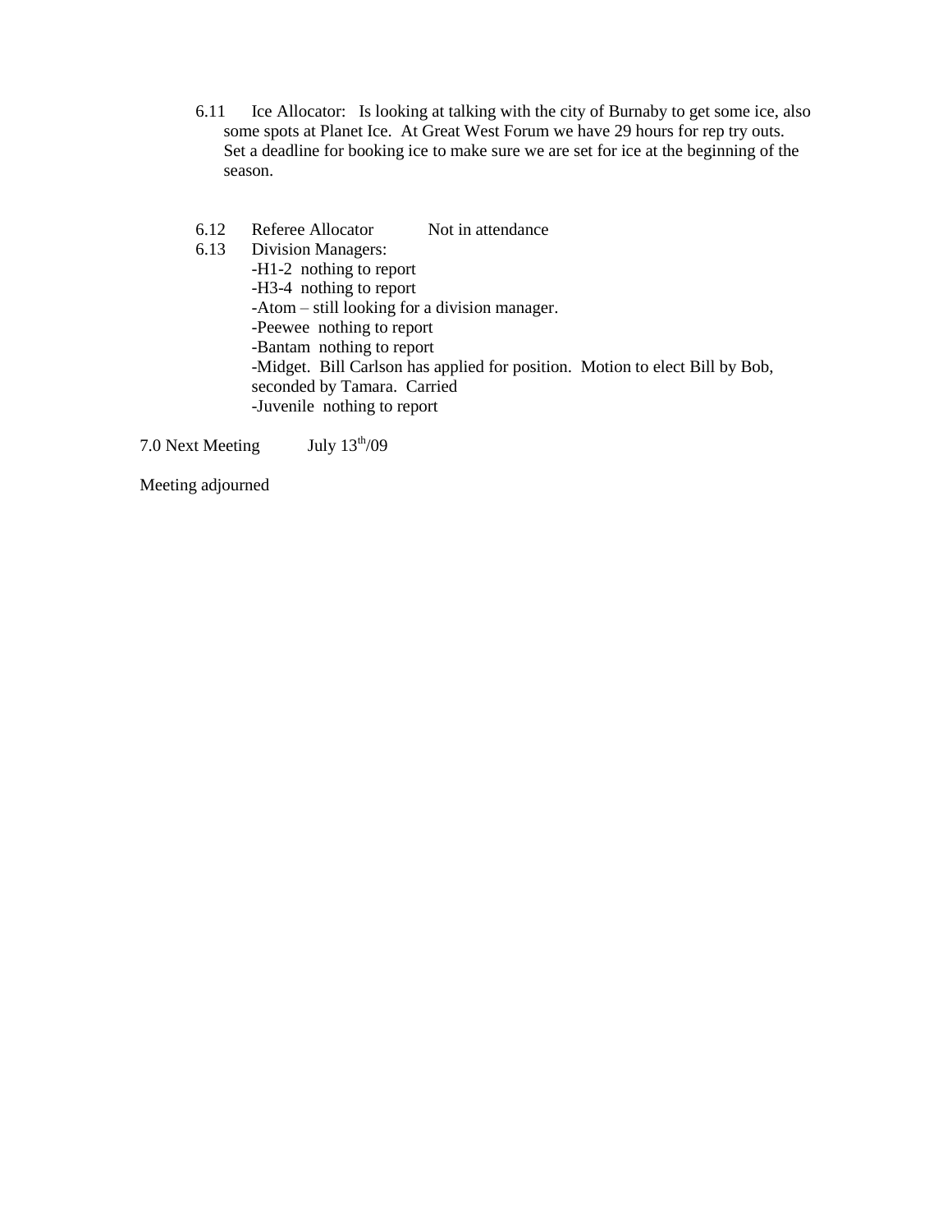6.11 Ice Allocator: Is looking at talking with the city of Burnaby to get some ice, also some spots at Planet Ice. At Great West Forum we have 29 hours for rep try outs. Set a deadline for booking ice to make sure we are set for ice at the beginning of the season.

6.12 Referee Allocator Not in attendance

6.13 Division Managers:

- -H1-2 nothing to report
- -H3-4 nothing to report
- -Atom – still looking for a division manager.
- -Peewee nothing to report
- -Bantam nothing to report
- -Midget. Bill Carlson has applied for position. Motion to elect Bill by Bob, seconded by Tamara. Carried
- -Juvenile nothing to report

7.0 Next Meeting July 13th/09

Meeting adjourned